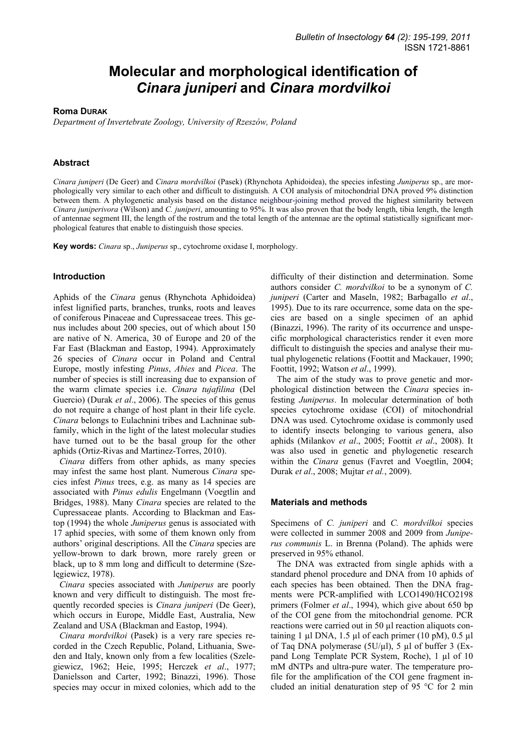# Molecular and morphological identification of *Cinara juniperi* and *Cinara mordvilkoi*

**Roma DURAK**

*Department of Invertebrate Zoology, University of Rzeszów, Poland*

## Abstract

*Cinara juniperi* (De Geer) and *Cinara mordvilkoi* (Pasek) (Rhynchota Aphidoidea), the species infesting *Juniperus* sp., are morphologically very similar to each other and difficult to distinguish. A COI analysis of mitochondrial DNA proved 9% distinction between them. A phylogenetic analysis based on the distance neighbour-joining method proved the highest similarity between *Cinara juniperivora* (Wilson) and *C. juniperi*, amounting to 95%. It was also proven that the body length, tibia length, the length of antennae segment III, the length of the rostrum and the total length of the antennae are the optimal statistically significant morphological features that enable to distinguish those species.

**Key words:** *Cinara* sp., *Juniperus* sp., cytochrome oxidase I, morphology.

## Introduction

Aphids of the *Cinara* genus (Rhynchota Aphidoidea) infest lignified parts, branches, trunks, roots and leaves of coniferous Pinaceae and Cupressaceae trees. This genus includes about 200 species, out of which about 150 are native of N. America, 30 of Europe and 20 of the Far East (Blackman and Eastop, 1994). Approximately 26 species of *Cinara* occur in Poland and Central Europe, mostly infesting *Pinus*, *Abies* and *Picea*. The number of species is still increasing due to expansion of the warm climate species i.e. *Cinara tujafilina* (Del Guercio) (Durak *et al*., 2006). The species of this genus do not require a change of host plant in their life cycle. *Cinara* belongs to Eulachnini tribes and Lachninae subfamily, which in the light of the latest molecular studies have turned out to be the basal group for the other aphids (Ortiz-Rivas and Martinez-Torres, 2010).

*Cinara* differs from other aphids, as many species may infest the same host plant. Numerous *Cinara* species infest *Pinus* trees, e.g. as many as 14 species are associated with *Pinus edulis* Engelmann (Voegtlin and Bridges, 1988). Many *Cinara* species are related to the Cupressaceae plants. According to Blackman and Eastop (1994) the whole *Juniperus* genus is associated with 17 aphid species, with some of them known only from authors' original descriptions. All the *Cinara* species are yellow-brown to dark brown, more rarely green or black, up to 8 mm long and difficult to determine (Szelęgiewicz, 1978).

*Cinara* species associated with *Juniperus* are poorly known and very difficult to distinguish. The most frequently recorded species is *Cinara juniperi* (De Geer), which occurs in Europe, Middle East, Australia, New Zealand and USA (Blackman and Eastop, 1994).

*Cinara mordvilkoi* (Pasek) is a very rare species recorded in the Czech Republic, Poland, Lithuania, Sweden and Italy, known only from a few localities (Szelegiewicz, 1962; Heie, 1995; Herczek *et al*., 1977; Danielsson and Carter, 1992; Binazzi, 1996). Those species may occur in mixed colonies, which add to the difficulty of their distinction and determination. Some authors consider *C. mordvilkoi* to be a synonym of *C. juniperi* (Carter and Maseln, 1982; Barbagallo *et al*., 1995). Due to its rare occurrence, some data on the species are based on a single specimen of an aphid (Binazzi, 1996). The rarity of its occurrence and unspecific morphological characteristics render it even more difficult to distinguish the species and analyse their mutual phylogenetic relations (Foottit and Mackauer, 1990; Foottit, 1992; Watson *et al*., 1999).

The aim of the study was to prove genetic and morphological distinction between the *Cinara* species infesting *Juniperus*. In molecular determination of both species cytochrome oxidase (COI) of mitochondrial DNA was used. Cytochrome oxidase is commonly used to identify insects belonging to various genera, also aphids (Milankov *et al*., 2005; Foottit *et al*., 2008). It was also used in genetic and phylogenetic research within the *Cinara* genus (Favret and Voegtlin, 2004; Durak *et al*., 2008; Mujtar *et al.*, 2009).

## Materials and methods

Specimens of *C. juniperi* and *C. mordvilkoi* species were collected in summer 2008 and 2009 from *Juniperus communis* L. in Brenna (Poland). The aphids were preserved in 95% ethanol.

The DNA was extracted from single aphids with a standard phenol procedure and DNA from 10 aphids of each species has been obtained. Then the DNA fragments were PCR-amplified with LCO1490/HCO2198 primers (Folmer *et al*., 1994), which give about 650 bp of the COI gene from the mitochondrial genome. PCR reactions were carried out in 50 µl reaction aliquots containing 1 µl DNA, 1.5 µl of each primer (10 pM), 0.5 µl of Taq DNA polymerase (5U/µl), 5 µl of buffer 3 (Expand Long Template PCR System, Roche), 1 µl of 10 mM dNTPs and ultra-pure water. The temperature profile for the amplification of the COI gene fragment included an initial denaturation step of 95 °C for 2 min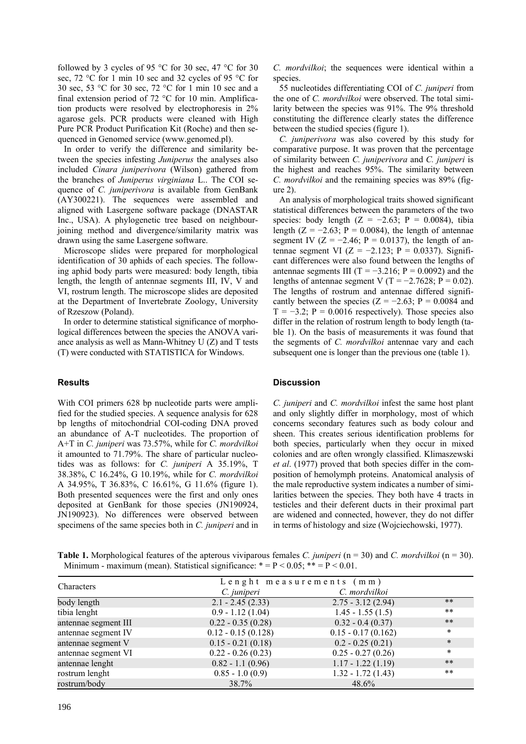followed by 3 cycles of 95 °C for 30 sec, 47 °C for 30 sec, 72 °C for 1 min 10 sec and 32 cycles of 95 °C for 30 sec, 53 °C for 30 sec, 72 °C for 1 min 10 sec and a final extension period of 72 °C for 10 min. Amplification products were resolved by electrophoresis in 2% agarose gels. PCR products were cleaned with High Pure PCR Product Purification Kit (Roche) and then sequenced in Genomed service (www.genomed.pl).

In order to verify the difference and similarity between the species infesting *Juniperus* the analyses also included *Cinara juniperivora* (Wilson) gathered from the branches of *Juniperus virginiana* L.. The COI sequence of *C. juniperivora* is available from GenBank (AY300221). The sequences were assembled and aligned with Lasergene software package (DNASTAR Inc., USA). A phylogenetic tree based on neighbour-joining method and divergence/similarity matrix was drawn using the same Lasergene software.

Microscope slides were prepared for morphological identification of 30 aphids of each species. The following aphid body parts were measured: body length, tibia length, the length of antennae segments III, IV, V and VI, rostrum length. The microscope slides are deposited at the Department of Invertebrate Zoology, University of Rzeszow (Poland).

In order to determine statistical significance of morphological differences between the species the ANOVA variance analysis as well as Mann-Whitney U (Z) and T tests (T) were conducted with STATISTICA for Windows.

## Results

With COI primers 628 bp nucleotide parts were amplified for the studied species. A sequence analysis for 628 bp lengths of mitochondrial COI-coding DNA proved an abundance of A-T nucleotides. The proportion of A+T in *C. juniperi* was 73.57%, while for *C. mordvilkoi* it amounted to 71.79%. The share of particular nucleotides was as follows: for *C. juniperi* A 35.19%, T 38.38%, C 16.24%, G 10.19%, while for *C. mordvilkoi* A 34.95%, T 36.83%, C 16.61%, G 11.6% (figure 1). Both presented sequences were the first and only ones deposited at GenBank for those species (JN190924, JN190923). No differences were observed between specimens of the same species both in *C. juniperi* and in *C. mordvilkoi*; the sequences were identical within a species.

55 nucleotides differentiating COI of *C. juniperi* from the one of *C. mordvilkoi* were observed. The total similarity between the species was 91%. The 9% threshold constituting the difference clearly states the difference between the studied species (figure 1).

*C. juniperivora* was also covered by this study for comparative purpose. It was proven that the percentage of similarity between *C. juniperivora* and *C. juniperi* is the highest and reaches 95%. The similarity between *C. mordvilkoi* and the remaining species was 89% (figure 2).

An analysis of morphological traits showed significant statistical differences between the parameters of the two species: body length ($Z = -2.63$; $P = 0.0084$), tibia length ($Z = -2.63$; $P = 0.0084$), the length of antennae segment IV ($Z = -2.46$; $P = 0.0137$), the length of antennae segment VI ($Z = -2.123$; $P = 0.0337$). Significant differences were also found between the lengths of antennae segments III ($T = -3.216$; $P = 0.0092$) and the lengths of antennae segment V ($T = -2.7628$; $P = 0.02$). The lengths of rostrum and antennae differed significantly between the species ($Z = -2.63$; $P = 0.0084$ and $T = -3.2$; $P = 0.0016$ respectively). Those species also differ in the relation of rostrum length to body length (table 1). On the basis of measurements it was found that the segments of *C. mordvilkoi* antennae vary and each subsequent one is longer than the previous one (table 1).

## Discussion

*C. juniperi* and *C. mordvilkoi* infest the same host plant and only slightly differ in morphology, most of which concerns secondary features such as body colour and sheen. This creates serious identification problems for both species, particularly when they occur in mixed colonies and are often wrongly classified. Klimaszewski *et al*. (1977) proved that both species differ in the composition of hemolymph proteins. Anatomical analysis of the male reproductive system indicates a number of similarities between the species. They both have 4 tracts in testicles and their deferent ducts in their proximal part are widened and connected, however, they do not differ in terms of histology and size (Wojciechowski, 1977).

**Table 1.** Morphological features of the apterous viviparous females *C. juniperi* (n = 30) and *C. mordvilkoi* (n = 30). Minimum - maximum (mean). Statistical significance: * = $P < 0.05$; ** = $P < 0.01$.

| Characters | Lenght measurements (mm) | | |
|---|---|---|---|
| | *C. juniperi* | *C. mordvilkoi* | |
| body length | 2.1 - 2.45 (2.33) | 2.75 - 3.12 (2.94) | ** |
| tibia lenght | 0.9 - 1.12 (1.04) | 1.45 - 1.55 (1.5) | ** |
| antennae segment III | 0.22 - 0.35 (0.28) | 0.32 - 0.4 (0.37) | ** |
| antennae segment IV | 0.12 - 0.15 (0.128) | 0.15 - 0.17 (0.162) | * |
| antennae segment V | 0.15 - 0.21 (0.18) | 0.2 - 0.25 (0.21) | * |
| antennae segment VI | 0.22 - 0.26 (0.23) | 0.25 - 0.27 (0.26) | * |
| antennae lenght | 0.82 - 1.1 (0.96) | 1.17 - 1.22 (1.19) | ** |
| rostrum lenght | 0.85 - 1.0 (0.9) | 1.32 - 1.72 (1.43) | ** |
| rostrum/body | 38.7% | 48.6% | |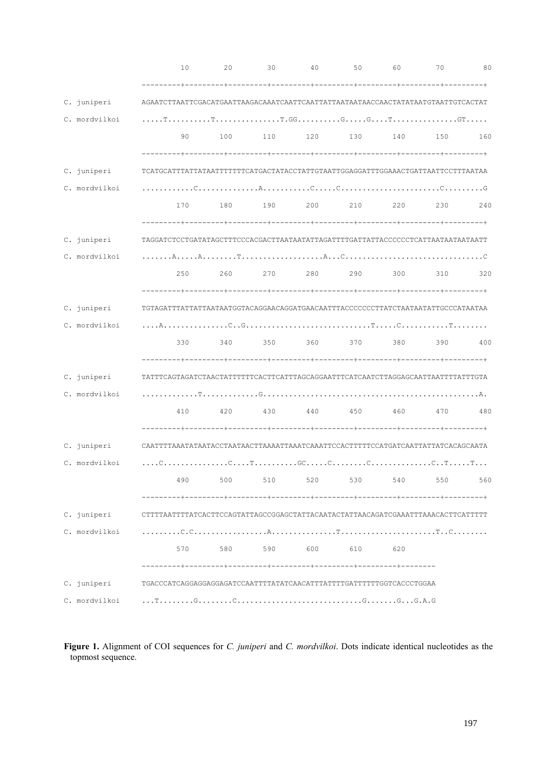```
              10        20        30        40        50        60        70        80
              ---------+---------+---------+---------+---------+---------+---------+---------+
C. juniperi   AGAATCTTAATTCGACATGAATTAAGACAAATCAATTCAATTATTAATAATAACCAACTATATAATGTAATTGTCACTAT
C. mordvilkoi .....T..........T...............T.GG..........G.....G....T...............GT.....
              90        100       110       120       130       140       150       160
              ---------+---------+---------+---------+---------+---------+---------+---------+
C. juniperi   TCATGCATTTATTATAATTTTTTTCATGACTATACCTATTGTAATTGGAGGATTTGGAAACTGATTAATTCCTTTAATAA
C. mordvilkoi ............C..............A...........C.....C......................C.........G
              170       180       190       200       210       220       230       240
              ---------+---------+---------+---------+---------+---------+---------+---------+
C. juniperi   TAGGATCTCCTGATATAGCTTTCCCACGACTTAATAATATTAGATTTTGATTATTACCCCCCTCATTAATAATAATAATT
C. mordvilkoi .......A.....A........T..................A...C...............................C
              250       260       270       280       290       300       310       320
              ---------+---------+---------+---------+---------+---------+---------+---------+
C. juniperi   TGTAGATTTATTATTAATAATGGTACAGGAACAGGATGAACAATTTACCCCCCCTTATCTAATAATATTGCCCATAATAA
C. mordvilkoi ....A...............C..G............................T.....C...........T........
              330       340       350       360       370       380       390       400
              ---------+---------+---------+---------+---------+---------+---------+---------+
C. juniperi   TATTTCAGTAGATCTAACTATTTTTTCACTTCATTTAGCAGGAATTTCATCAATCTTAGGAGCAATTAATTTTATTTGTA
C. mordvilkoi .............T.............G.................................................A.
              410       420       430       440       450       460       470       480
              ---------+---------+---------+---------+---------+---------+---------+---------+
C. juniperi   CAATTTTAAATATAATACCTAATAACTTAAAATTAAATCAAATTCCACTTTTTCCATGATCAATTATTATCACAGCAATA
C. mordvilkoi ....C...............C....T..........GC.....C........C..............C..T.....T...
              490       500       510       520       530       540       550       560
              ---------+---------+---------+---------+---------+---------+---------+---------+
C. juniperi   CTTTTAATTTTATCACTTCCAGTATTAGCCGGAGCTATTACAATACTATTAACAGATCGAAATTTAAACACTTCATTTTT
C. mordvilkoi .........C.C.................A...............T......................T..C........
              570       580       590       600       610       620
              ---------+---------+---------+---------+---------+--------+--------
C. juniperi   TGACCCATCAGGAGGAGGAGATCCAATTTTATATCAACATTTATTTTGATTTTTTGGTCACCCTGGAA
C. mordvilkoi ...T........G........C............................G.......G...G.A.G
```

**Figure 1.** Alignment of COI sequences for *C. juniperi* and *C. mordvilkoi*. Dots indicate identical nucleotides as the topmost sequence.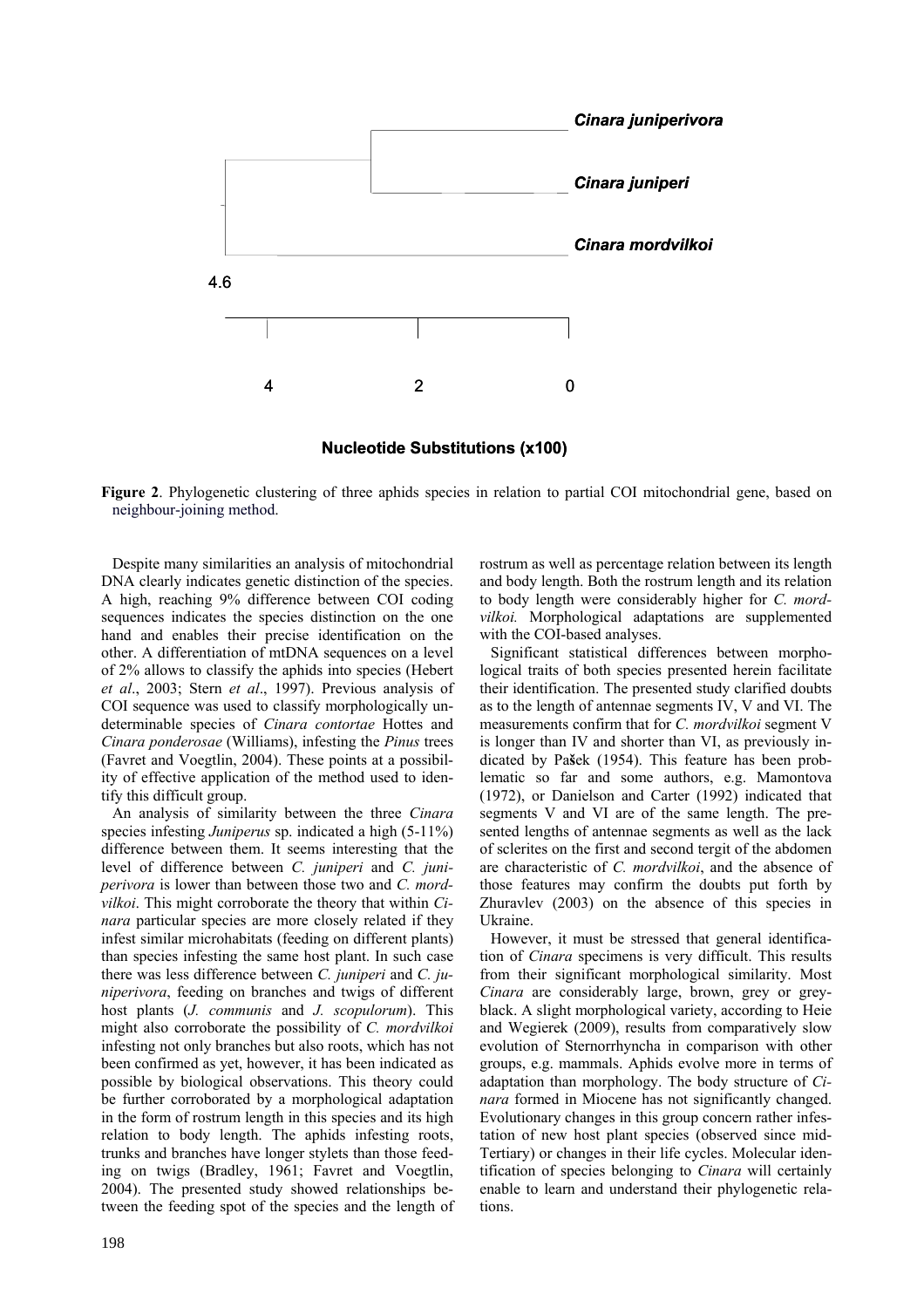**Figure 2**. Phylogenetic clustering of three aphids species in relation to partial COI mitochondrial gene, based on neighbour-joining method.

Despite many similarities an analysis of mitochondrial DNA clearly indicates genetic distinction of the species. A high, reaching 9% difference between COI coding sequences indicates the species distinction on the one hand and enables their precise identification on the other. A differentiation of mtDNA sequences on a level of 2% allows to classify the aphids into species (Hebert *et al*., 2003; Stern *et al*., 1997). Previous analysis of COI sequence was used to classify morphologically undeterminable species of *Cinara contortae* Hottes and *Cinara ponderosae* (Williams), infesting the *Pinus* trees (Favret and Voegtlin, 2004). These points at a possibility of effective application of the method used to identify this difficult group.

An analysis of similarity between the three *Cinara* species infesting *Juniperus* sp. indicated a high (5-11%) difference between them. It seems interesting that the level of difference between *C. juniperi* and *C. juniperivora* is lower than between those two and *C. mordvilkoi*. This might corroborate the theory that within *Cinara* particular species are more closely related if they infest similar microhabitats (feeding on different plants) than species infesting the same host plant. In such case there was less difference between *C. juniperi* and *C. juniperivora*, feeding on branches and twigs of different host plants (*J. communis* and *J. scopulorum*). This might also corroborate the possibility of *C. mordvilkoi* infesting not only branches but also roots, which has not been confirmed as yet, however, it has been indicated as possible by biological observations. This theory could be further corroborated by a morphological adaptation in the form of rostrum length in this species and its high relation to body length. The aphids infesting roots, trunks and branches have longer stylets than those feeding on twigs (Bradley, 1961; Favret and Voegtlin, 2004). The presented study showed relationships between the feeding spot of the species and the length of rostrum as well as percentage relation between its length and body length. Both the rostrum length and its relation to body length were considerably higher for *C. mordvilkoi.* Morphological adaptations are supplemented with the COI-based analyses.

Significant statistical differences between morphological traits of both species presented herein facilitate their identification. The presented study clarified doubts as to the length of antennae segments IV, V and VI. The measurements confirm that for *C. mordvilkoi* segment V is longer than IV and shorter than VI, as previously indicated by Pašek (1954). This feature has been problematic so far and some authors, e.g. Mamontova (1972), or Danielson and Carter (1992) indicated that segments V and VI are of the same length. The presented lengths of antennae segments as well as the lack of sclerites on the first and second tergit of the abdomen are characteristic of *C. mordvilkoi*, and the absence of those features may confirm the doubts put forth by Zhuravlev (2003) on the absence of this species in Ukraine.

However, it must be stressed that general identification of *Cinara* specimens is very difficult. This results from their significant morphological similarity. Most *Cinara* are considerably large, brown, grey or grey-black. A slight morphological variety, according to Heie and Wegierek (2009), results from comparatively slow evolution of Sternorrhyncha in comparison with other groups, e.g. mammals. Aphids evolve more in terms of adaptation than morphology. The body structure of *Cinara* formed in Miocene has not significantly changed. Evolutionary changes in this group concern rather infestation of new host plant species (observed since mid-Tertiary) or changes in their life cycles. Molecular identification of species belonging to *Cinara* will certainly enable to learn and understand their phylogenetic relations.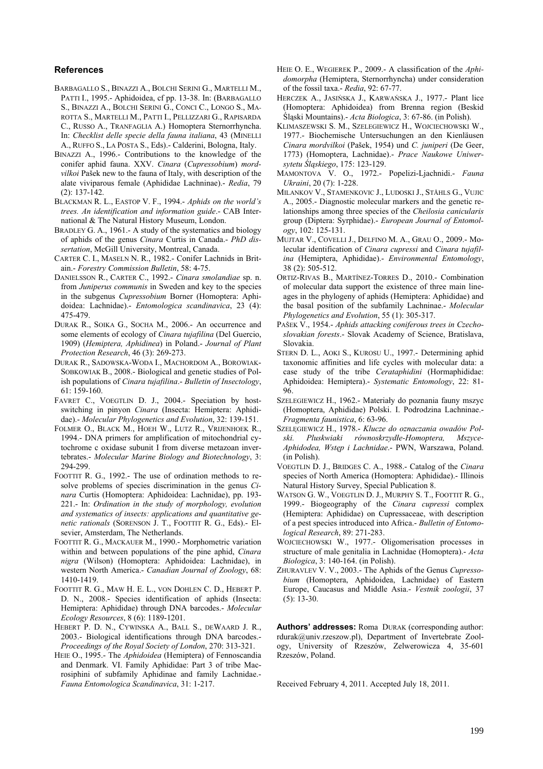## References

BARBAGALLO S., BINAZZI A., BOLCHI SERINI G., MARTELLI M., PATTI I., 1995.- Aphidoidea, cf pp. 13-38. In: (BARBAGALLO S., BINAZZI A., BOLCHI SERINI G., CONCI C., LONGO S., MAROTTA S., MARTELLI M., PATTI I., PELLIZZARI G., RAPISARDA C., RUSSO A., TRANFAGLIA A.) Homoptera Sternorrhyncha. In: *Checklist delle specie della fauna italiana*, 43 (MINELLI A., RUFFO S., LA POSTA S., Eds).- Calderini, Bologna, Italy.

BINAZZI A., 1996.- Contributions to the knowledge of the conifer aphid fauna. XXV. *Cinara* (*Cupressobium*) *mordvilkoi* Pašek new to the fauna of Italy, with description of the alate viviparous female (Aphididae Lachninae).- *Redia*, 79 (2): 137-142.

BLACKMAN R. L., EASTOP V. F., 1994.- *Aphids on the world's trees. An identification and information guide*.- CAB International & The Natural History Museum, London.

BRADLEY G. A., 1961.- A study of the systematics and biology of aphids of the genus *Cinara* Curtis in Canada.- *PhD dissertation*, McGill University, Montreal, Canada.

CARTER C. I., MASELN N. R., 1982.- Conifer Lachnids in Britain.- *Forestry Commission Bulletin*, 58: 4-75.

DANIELSSON R., CARTER C., 1992.- *Cinara smolandiae* sp. n. from *Juniperus communis* in Sweden and key to the species in the subgenus *Cupressobium* Borner (Homoptera: Aphidoidea: Lachnidae).- *Entomologica scandinavica*, 23 (4): 475-479.

DURAK R., SOIKA G., SOCHA M., 2006.- An occurrence and some elements of ecology of *Cinara tujafilina* (Del Guercio, 1909) (*Hemiptera, Aphidinea*) in Poland.- *Journal of Plant Protection Research*, 46 (3): 269-273.

DURAK R., SADOWSKA-WODA I., MACHORDOM A., BOROWIAK-SOBKOWIAK B., 2008.- Biological and genetic studies of Polish populations of *Cinara tujafilina*.- *Bulletin of Insectology*, 61: 159-160.

FAVRET C., VOEGTLIN D. J., 2004.- Speciation by host-switching in pinyon *Cinara* (Insecta: Hemiptera: Aphididae).- *Molecular Phylogenetics and Evolution*, 32: 139-151.

FOLMER O., BLACK M., HOEH W., LUTZ R., VRIJENHOEK R., 1994.- DNA primers for amplification of mitochondrial cytochrome c oxidase subunit I from diverse metazoan invertebrates.- *Molecular Marine Biology and Biotechnology*, 3: 294-299.

FOOTTIT R. G., 1992.- The use of ordination methods to resolve problems of species discrimination in the genus *Cinara* Curtis (Homoptera: Aphidoidea: Lachnidae), pp. 193-221.- In: *Ordination in the study of morphology, evolution and systematics of insects: applications and quantitative genetic rationals* (SORENSON J. T., FOOTTIT R. G., Eds).- Elsevier, Amsterdam, The Netherlands.

FOOTTIT R. G., MACKAUER M., 1990.- Morphometric variation within and between populations of the pine aphid, *Cinara nigra* (Wilson) (Homoptera: Aphidoidea: Lachnidae), in western North America.- *Canadian Journal of Zoology*, 68: 1410-1419.

FOOTTIT R. G., MAW H. E. L., VON DOHLEN C. D., HEBERT P. D. N., 2008.- Species identification of aphids (Insecta: Hemiptera: Aphididae) through DNA barcodes.- *Molecular Ecology Resources*, 8 (6): 1189-1201.

HEBERT P. D. N., CYWINSKA A., BALL S., DEWAARD J. R., 2003.- Biological identifications through DNA barcodes.- *Proceedings of the Royal Society of London*, 270: 313-321.

HEIE O., 1995.- The *Aphidoidea* (Hemiptera) of Fennoscandia and Denmark. VI. Family Aphididae: Part 3 of tribe Macrosiphini of subfamily Aphidinae and family Lachnidae.- *Fauna Entomologica Scandinavica*, 31: 1-217.

HEIE O. E., WEGIEREK P., 2009.- A classification of the *Aphidomorpha* (Hemiptera, Sternorrhyncha) under consideration of the fossil taxa.- *Redia*, 92: 67-77.

HERCZEK A., JASIŃSKA J., KARWAŃSKA J., 1977.- Plant lice (Homoptera: Aphidoidea) from Brenna region (Beskid Śląski Mountains).- *Acta Biologica*, 3: 67-86. (in Polish).

KLIMASZEWSKI S. M., SZELEGIEWICZ H., WOJCIECHOWSKI W., 1977.- Biochemische Untersuchungen an den Kienläusen *Cinara mordvilkoi* (Pašek, 1954) und *C. juniperi* (De Geer, 1773) (Homoptera, Lachnidae).- *Prace Naukowe Uniwersytetu Śląskiego*, 175: 123-129.

MAMONTOVA V. O., 1972.- Popelizi-Ljachnidi.- *Fauna Ukraini*, 20 (7): 1-228.

MILANKOV V., STAMENKOVIC J., LUDOSKI J., STÅHLS G., VUJIC A., 2005.- Diagnostic molecular markers and the genetic relationships among three species of the *Cheilosia canicularis* group (Diptera: Syrphidae).- *European Journal of Entomology*, 102: 125-131.

MUJTAR V., COVELLI J., DELFINO M. A., GRAU O., 2009.- Molecular identification of *Cinara cupressi* and *Cinara tujafilina* (Hemiptera, Aphididae).- *Environmental Entomology*, 38 (2): 505-512.

ORTIZ-RIVAS B., MARTÍNEZ-TORRES D., 2010.- Combination of molecular data support the existence of three main lineages in the phylogeny of aphids (Hemiptera: Aphididae) and the basal position of the subfamily Lachninae.- *Molecular Phylogenetics and Evolution*, 55 (1): 305-317.

PAŠEK V., 1954.- *Aphids attacking coniferous trees in Czechoslovakian forests*.- Slovak Academy of Science, Bratislava, Slovakia.

STERN D. L., AOKI S., KUROSU U., 1997.- Determining aphid taxonomic affinities and life cycles with molecular data: a case study of the tribe *Cerataphidini* (Hormaphididae: Aphidoidea: Hemiptera).- *Systematic Entomology*, 22: 81-96.

SZELEGIEWICZ H., 1962.- Materiały do poznania fauny mszyc (Homoptera, Aphididae) Polski. I. Podrodzina Lachninae.- *Fragmenta faunistica*, 6: 63-96.

SZELĘGIEWICZ H., 1978.- *Klucze do oznaczania owadów Polski. Pluskwiaki równoskrzydłe-Homoptera, Mszyce-Aphidodea, Wstęp i Lachnidae*.- PWN, Warszawa, Poland. (in Polish).

VOEGTLIN D. J., BRIDGES C. A., 1988.- Catalog of the *Cinara* species of North America (Homoptera: Aphididae).- Illinois Natural History Survey, Special Publication 8.

WATSON G. W., VOEGTLIN D. J., MURPHY S. T., FOOTTIT R. G., 1999.- Biogeography of the *Cinara cupressi* complex (Hemiptera: Aphididae) on Cupressaceae, with description of a pest species introduced into Africa.- *Bulletin of Entomological Research*, 89: 271-283.

WOJCIECHOWSKI W., 1977.- Oligomerisation processes in structure of male genitalia in Lachnidae (Homoptera).- *Acta Biologica*, 3: 140-164. (in Polish).

ZHURAVLEV V. V., 2003.- The Aphids of the Genus *Cupressobium* (Homoptera, Aphidoidea, Lachnidae) of Eastern Europe, Caucasus and Middle Asia.- *Vestnik zoologii*, 37 (5): 13-30.

**Authors' addresses:** Roma DURAK (corresponding author: rdurak@univ.rzeszow.pl), Department of Invertebrate Zoology, University of Rzeszów, Zelwerowicza 4, 35-601 Rzeszów, Poland.

Received February 4, 2011. Accepted July 18, 2011.